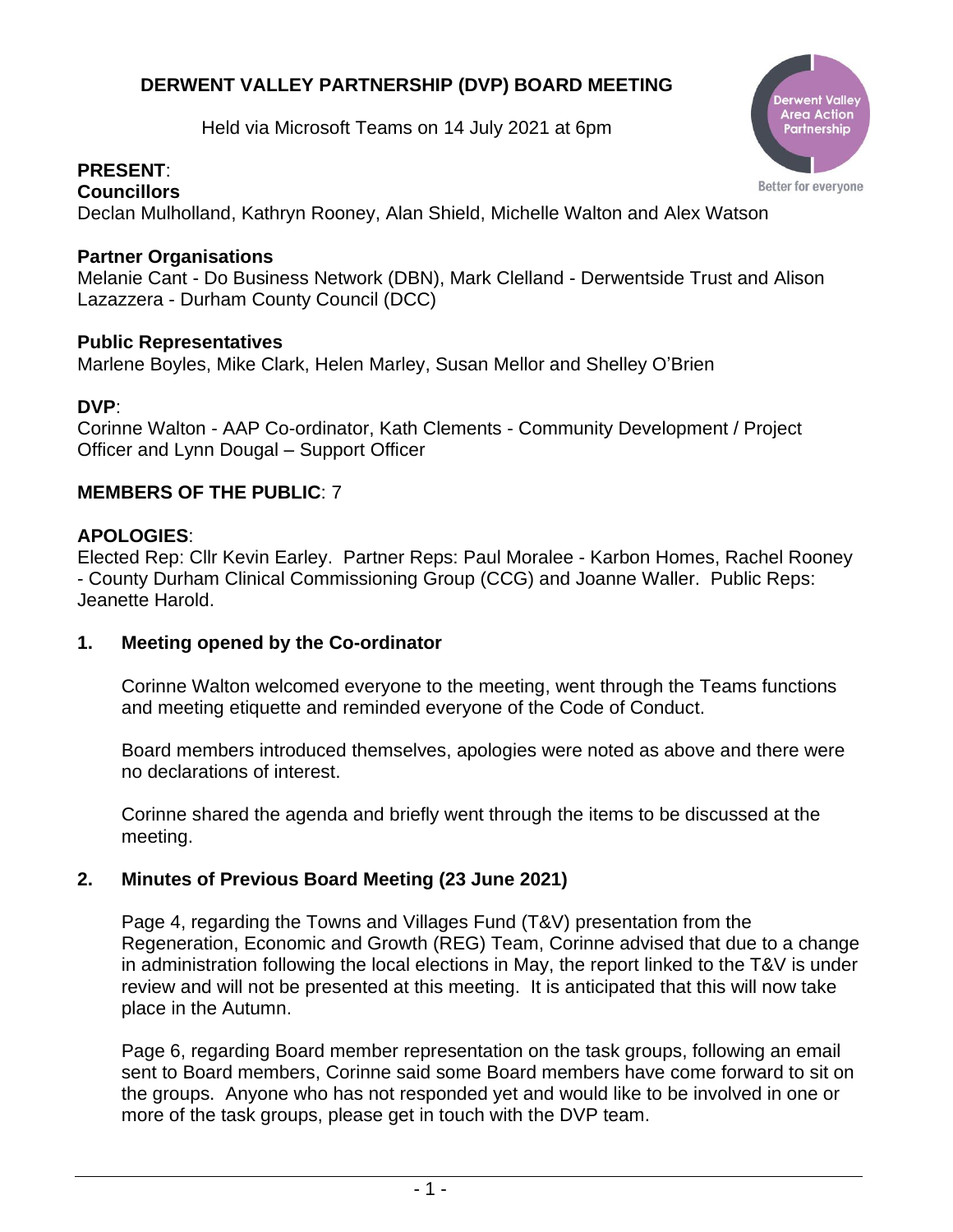# DERWENT VALLEY PARTNERSHIP (DVP) BOARD MEETING

Held via Microsoft Teams on 14 July 2021 at 6pm

**PRESENT**:

**Councillors**

Declan Mulholland, Kathryn Rooney, Alan Shield, Michelle Walton and Alex Watson

**Partner Organisations**

Melanie Cant - Do Business Network (DBN), Mark Clelland - Derwentside Trust and Alison Lazazzera - Durham County Council (DCC)

**Public Representatives**

Marlene Boyles, Mike Clark, Helen Marley, Susan Mellor and Shelley O'Brien

**DVP**:

Corinne Walton - AAP Co-ordinator, Kath Clements - Community Development / Project Officer and Lynn Dougal – Support Officer

**MEMBERS OF THE PUBLIC**: 7

**APOLOGIES**:

Elected Rep: Cllr Kevin Earley. Partner Reps: Paul Moralee - Karbon Homes, Rachel Rooney - County Durham Clinical Commissioning Group (CCG) and Joanne Waller. Public Reps: Jeanette Harold.

## 1. Meeting opened by the Co-ordinator

Corinne Walton welcomed everyone to the meeting, went through the Teams functions and meeting etiquette and reminded everyone of the Code of Conduct.

Board members introduced themselves, apologies were noted as above and there were no declarations of interest.

Corinne shared the agenda and briefly went through the items to be discussed at the meeting.

## 2. Minutes of Previous Board Meeting (23 June 2021)

Page 4, regarding the Towns and Villages Fund (T&V) presentation from the Regeneration, Economic and Growth (REG) Team, Corinne advised that due to a change in administration following the local elections in May, the report linked to the T&V is under review and will not be presented at this meeting. It is anticipated that this will now take place in the Autumn.

Page 6, regarding Board member representation on the task groups, following an email sent to Board members, Corinne said some Board members have come forward to sit on the groups. Anyone who has not responded yet and would like to be involved in one or more of the task groups, please get in touch with the DVP team.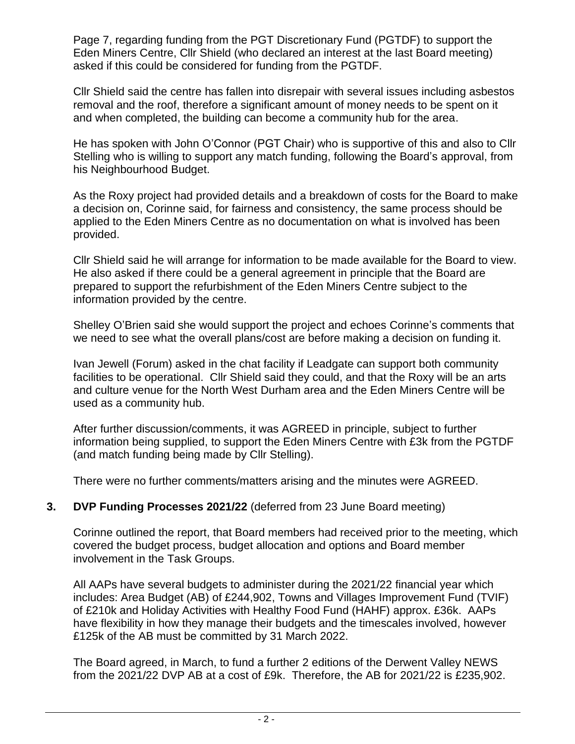Page 7, regarding funding from the PGT Discretionary Fund (PGTDF) to support the Eden Miners Centre, Cllr Shield (who declared an interest at the last Board meeting) asked if this could be considered for funding from the PGTDF.

Cllr Shield said the centre has fallen into disrepair with several issues including asbestos removal and the roof, therefore a significant amount of money needs to be spent on it and when completed, the building can become a community hub for the area.

He has spoken with John O'Connor (PGT Chair) who is supportive of this and also to Cllr Stelling who is willing to support any match funding, following the Board's approval, from his Neighbourhood Budget.

As the Roxy project had provided details and a breakdown of costs for the Board to make a decision on, Corinne said, for fairness and consistency, the same process should be applied to the Eden Miners Centre as no documentation on what is involved has been provided.

Cllr Shield said he will arrange for information to be made available for the Board to view. He also asked if there could be a general agreement in principle that the Board are prepared to support the refurbishment of the Eden Miners Centre subject to the information provided by the centre.

Shelley O'Brien said she would support the project and echoes Corinne's comments that we need to see what the overall plans/cost are before making a decision on funding it.

Ivan Jewell (Forum) asked in the chat facility if Leadgate can support both community facilities to be operational. Cllr Shield said they could, and that the Roxy will be an arts and culture venue for the North West Durham area and the Eden Miners Centre will be used as a community hub.

After further discussion/comments, it was AGREED in principle, subject to further information being supplied, to support the Eden Miners Centre with £3k from the PGTDF (and match funding being made by Cllr Stelling).

There were no further comments/matters arising and the minutes were AGREED.

## 3. **DVP Funding Processes 2021/22** (deferred from 23 June Board meeting)

Corinne outlined the report, that Board members had received prior to the meeting, which covered the budget process, budget allocation and options and Board member involvement in the Task Groups.

All AAPs have several budgets to administer during the 2021/22 financial year which includes: Area Budget (AB) of £244,902, Towns and Villages Improvement Fund (TVIF) of £210k and Holiday Activities with Healthy Food Fund (HAHF) approx. £36k. AAPs have flexibility in how they manage their budgets and the timescales involved, however £125k of the AB must be committed by 31 March 2022.

The Board agreed, in March, to fund a further 2 editions of the Derwent Valley NEWS from the 2021/22 DVP AB at a cost of £9k. Therefore, the AB for 2021/22 is £235,902.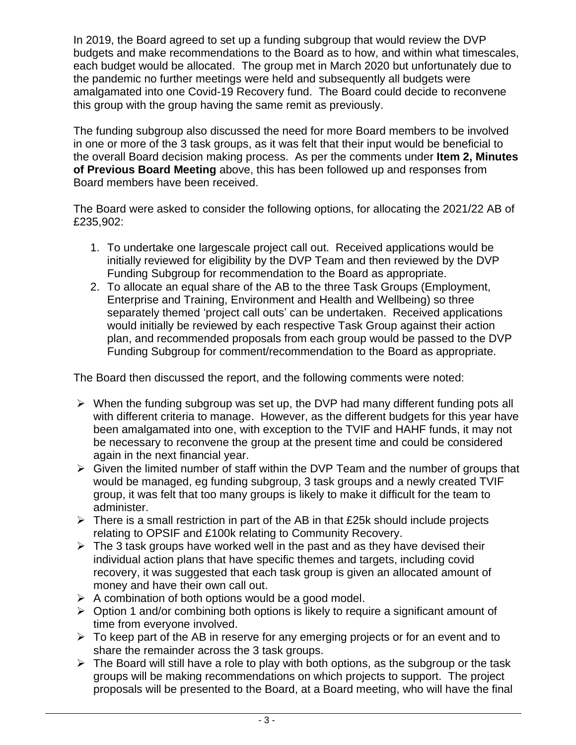In 2019, the Board agreed to set up a funding subgroup that would review the DVP budgets and make recommendations to the Board as to how, and within what timescales, each budget would be allocated. The group met in March 2020 but unfortunately due to the pandemic no further meetings were held and subsequently all budgets were amalgamated into one Covid-19 Recovery fund. The Board could decide to reconvene this group with the group having the same remit as previously.

The funding subgroup also discussed the need for more Board members to be involved in one or more of the 3 task groups, as it was felt that their input would be beneficial to the overall Board decision making process. As per the comments under **Item 2, Minutes of Previous Board Meeting** above, this has been followed up and responses from Board members have been received.

The Board were asked to consider the following options, for allocating the 2021/22 AB of £235,902:

1. To undertake one largescale project call out. Received applications would be initially reviewed for eligibility by the DVP Team and then reviewed by the DVP Funding Subgroup for recommendation to the Board as appropriate.
2. To allocate an equal share of the AB to the three Task Groups (Employment, Enterprise and Training, Environment and Health and Wellbeing) so three separately themed 'project call outs' can be undertaken. Received applications would initially be reviewed by each respective Task Group against their action plan, and recommended proposals from each group would be passed to the DVP Funding Subgroup for comment/recommendation to the Board as appropriate.

The Board then discussed the report, and the following comments were noted:

- When the funding subgroup was set up, the DVP had many different funding pots all with different criteria to manage. However, as the different budgets for this year have been amalgamated into one, with exception to the TVIF and HAHF funds, it may not be necessary to reconvene the group at the present time and could be considered again in the next financial year.
- Given the limited number of staff within the DVP Team and the number of groups that would be managed, eg funding subgroup, 3 task groups and a newly created TVIF group, it was felt that too many groups is likely to make it difficult for the team to administer.
- There is a small restriction in part of the AB in that £25k should include projects relating to OPSIF and £100k relating to Community Recovery.
- The 3 task groups have worked well in the past and as they have devised their individual action plans that have specific themes and targets, including covid recovery, it was suggested that each task group is given an allocated amount of money and have their own call out.
- A combination of both options would be a good model.
- Option 1 and/or combining both options is likely to require a significant amount of time from everyone involved.
- To keep part of the AB in reserve for any emerging projects or for an event and to share the remainder across the 3 task groups.
- The Board will still have a role to play with both options, as the subgroup or the task groups will be making recommendations on which projects to support. The project proposals will be presented to the Board, at a Board meeting, who will have the final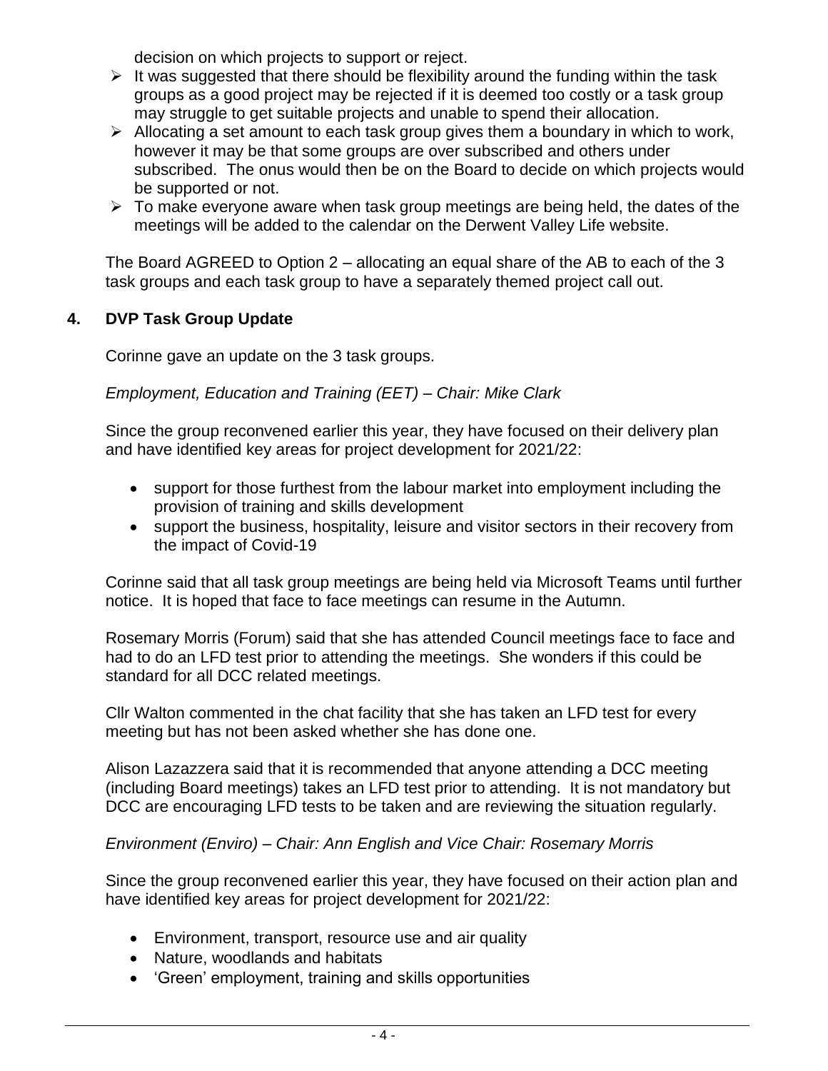decision on which projects to support or reject.

- It was suggested that there should be flexibility around the funding within the task groups as a good project may be rejected if it is deemed too costly or a task group may struggle to get suitable projects and unable to spend their allocation.
- Allocating a set amount to each task group gives them a boundary in which to work, however it may be that some groups are over subscribed and others under subscribed. The onus would then be on the Board to decide on which projects would be supported or not.
- To make everyone aware when task group meetings are being held, the dates of the meetings will be added to the calendar on the Derwent Valley Life website.

The Board AGREED to Option 2 – allocating an equal share of the AB to each of the 3 task groups and each task group to have a separately themed project call out.

## 4. DVP Task Group Update

Corinne gave an update on the 3 task groups.

*Employment, Education and Training (EET) – Chair: Mike Clark*

Since the group reconvened earlier this year, they have focused on their delivery plan and have identified key areas for project development for 2021/22:

- support for those furthest from the labour market into employment including the provision of training and skills development
- support the business, hospitality, leisure and visitor sectors in their recovery from the impact of Covid-19

Corinne said that all task group meetings are being held via Microsoft Teams until further notice. It is hoped that face to face meetings can resume in the Autumn.

Rosemary Morris (Forum) said that she has attended Council meetings face to face and had to do an LFD test prior to attending the meetings. She wonders if this could be standard for all DCC related meetings.

Cllr Walton commented in the chat facility that she has taken an LFD test for every meeting but has not been asked whether she has done one.

Alison Lazazzera said that it is recommended that anyone attending a DCC meeting (including Board meetings) takes an LFD test prior to attending. It is not mandatory but DCC are encouraging LFD tests to be taken and are reviewing the situation regularly.

*Environment (Enviro) – Chair: Ann English and Vice Chair: Rosemary Morris*

Since the group reconvened earlier this year, they have focused on their action plan and have identified key areas for project development for 2021/22:

- Environment, transport, resource use and air quality
- Nature, woodlands and habitats
- 'Green' employment, training and skills opportunities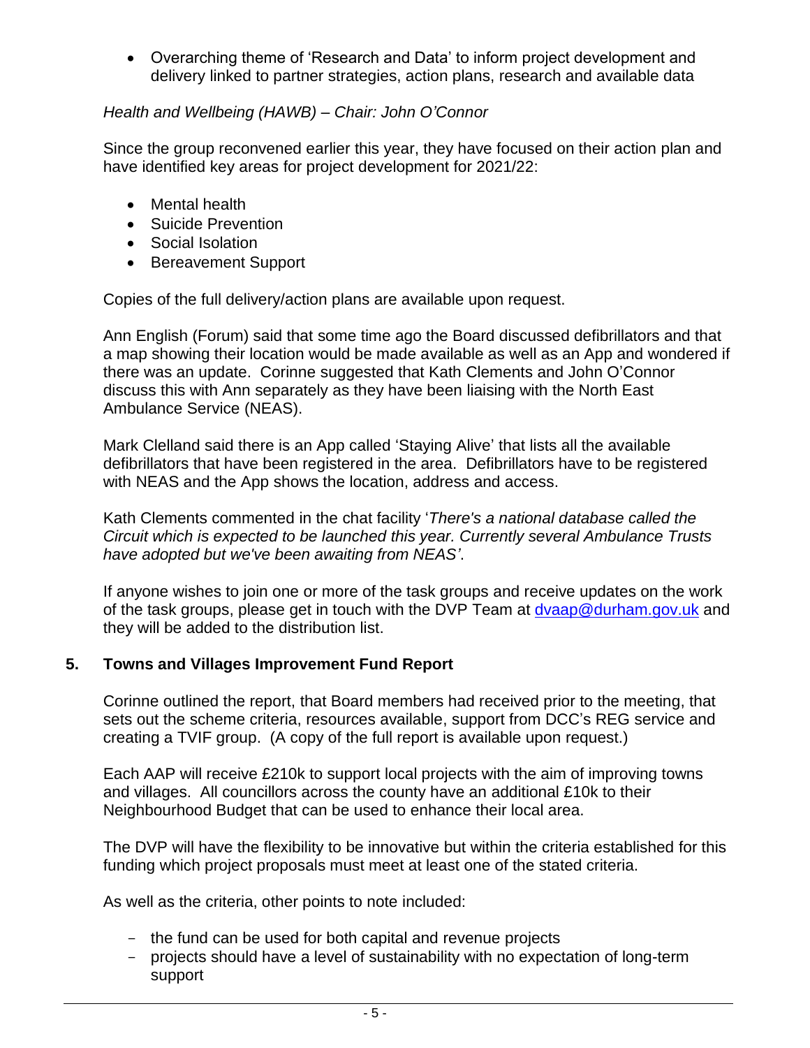- Overarching theme of 'Research and Data' to inform project development and delivery linked to partner strategies, action plans, research and available data

*Health and Wellbeing (HAWB) – Chair: John O'Connor*

Since the group reconvened earlier this year, they have focused on their action plan and have identified key areas for project development for 2021/22:

- Mental health
- Suicide Prevention
- Social Isolation
- Bereavement Support

Copies of the full delivery/action plans are available upon request.

Ann English (Forum) said that some time ago the Board discussed defibrillators and that a map showing their location would be made available as well as an App and wondered if there was an update. Corinne suggested that Kath Clements and John O'Connor discuss this with Ann separately as they have been liaising with the North East Ambulance Service (NEAS).

Mark Clelland said there is an App called 'Staying Alive' that lists all the available defibrillators that have been registered in the area. Defibrillators have to be registered with NEAS and the App shows the location, address and access.

Kath Clements commented in the chat facility '*There's a national database called the Circuit which is expected to be launched this year. Currently several Ambulance Trusts have adopted but we've been awaiting from NEAS'*.

If anyone wishes to join one or more of the task groups and receive updates on the work of the task groups, please get in touch with the DVP Team at dvaap@durham.gov.uk and they will be added to the distribution list.

## 5. Towns and Villages Improvement Fund Report

Corinne outlined the report, that Board members had received prior to the meeting, that sets out the scheme criteria, resources available, support from DCC's REG service and creating a TVIF group. (A copy of the full report is available upon request.)

Each AAP will receive £210k to support local projects with the aim of improving towns and villages. All councillors across the county have an additional £10k to their Neighbourhood Budget that can be used to enhance their local area.

The DVP will have the flexibility to be innovative but within the criteria established for this funding which project proposals must meet at least one of the stated criteria.

As well as the criteria, other points to note included:

- the fund can be used for both capital and revenue projects
- projects should have a level of sustainability with no expectation of long-term support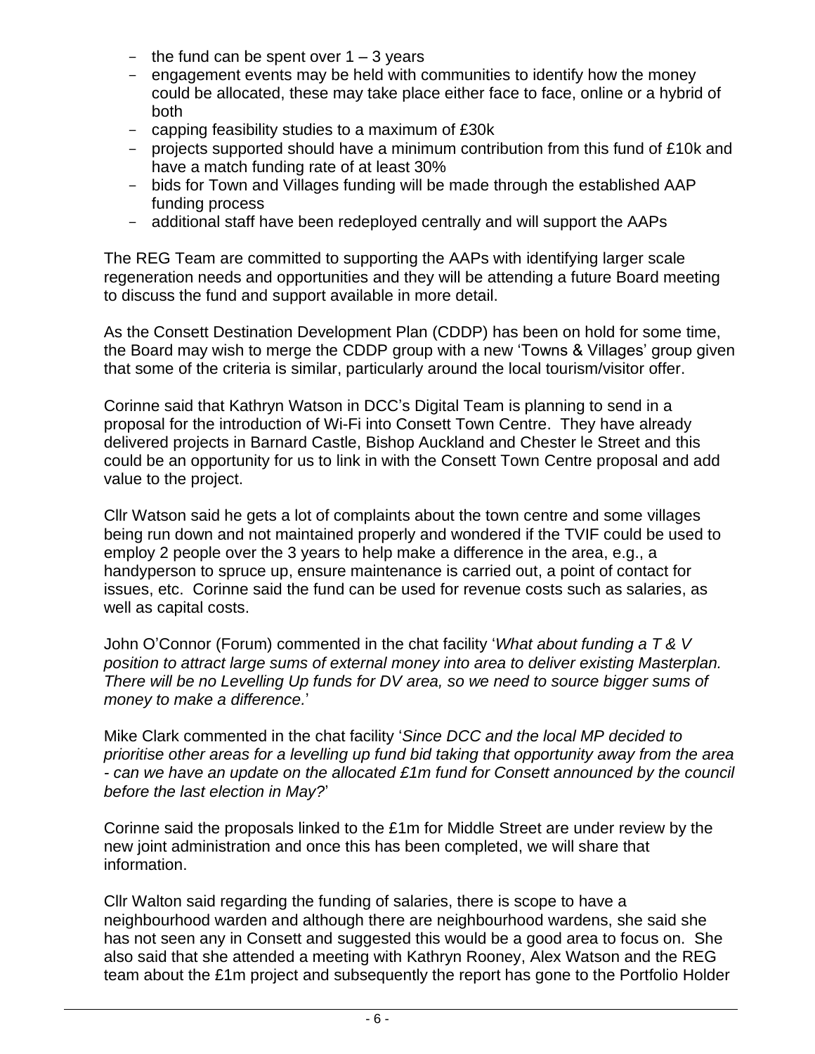- the fund can be spent over 1 – 3 years
- engagement events may be held with communities to identify how the money could be allocated, these may take place either face to face, online or a hybrid of both
- capping feasibility studies to a maximum of £30k
- projects supported should have a minimum contribution from this fund of £10k and have a match funding rate of at least 30%
- bids for Town and Villages funding will be made through the established AAP funding process
- additional staff have been redeployed centrally and will support the AAPs

The REG Team are committed to supporting the AAPs with identifying larger scale regeneration needs and opportunities and they will be attending a future Board meeting to discuss the fund and support available in more detail.

As the Consett Destination Development Plan (CDDP) has been on hold for some time, the Board may wish to merge the CDDP group with a new 'Towns & Villages' group given that some of the criteria is similar, particularly around the local tourism/visitor offer.

Corinne said that Kathryn Watson in DCC's Digital Team is planning to send in a proposal for the introduction of Wi-Fi into Consett Town Centre. They have already delivered projects in Barnard Castle, Bishop Auckland and Chester le Street and this could be an opportunity for us to link in with the Consett Town Centre proposal and add value to the project.

Cllr Watson said he gets a lot of complaints about the town centre and some villages being run down and not maintained properly and wondered if the TVIF could be used to employ 2 people over the 3 years to help make a difference in the area, e.g., a handyperson to spruce up, ensure maintenance is carried out, a point of contact for issues, etc. Corinne said the fund can be used for revenue costs such as salaries, as well as capital costs.

John O'Connor (Forum) commented in the chat facility '*What about funding a T & V position to attract large sums of external money into area to deliver existing Masterplan. There will be no Levelling Up funds for DV area, so we need to source bigger sums of money to make a difference.*'

Mike Clark commented in the chat facility '*Since DCC and the local MP decided to prioritise other areas for a levelling up fund bid taking that opportunity away from the area - can we have an update on the allocated £1m fund for Consett announced by the council before the last election in May?*'

Corinne said the proposals linked to the £1m for Middle Street are under review by the new joint administration and once this has been completed, we will share that information.

Cllr Walton said regarding the funding of salaries, there is scope to have a neighbourhood warden and although there are neighbourhood wardens, she said she has not seen any in Consett and suggested this would be a good area to focus on. She also said that she attended a meeting with Kathryn Rooney, Alex Watson and the REG team about the £1m project and subsequently the report has gone to the Portfolio Holder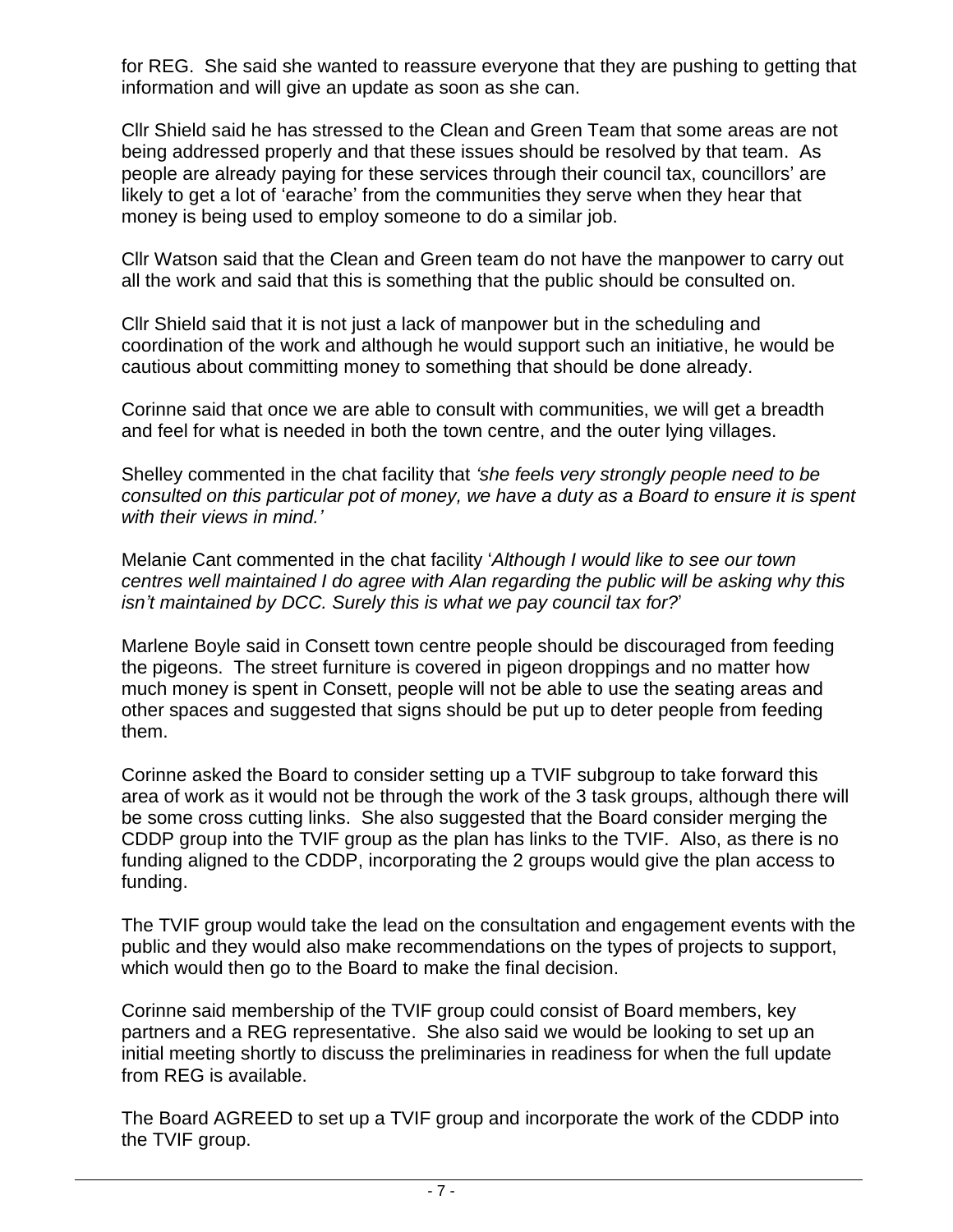for REG. She said she wanted to reassure everyone that they are pushing to getting that information and will give an update as soon as she can.

Cllr Shield said he has stressed to the Clean and Green Team that some areas are not being addressed properly and that these issues should be resolved by that team. As people are already paying for these services through their council tax, councillors' are likely to get a lot of 'earache' from the communities they serve when they hear that money is being used to employ someone to do a similar job.

Cllr Watson said that the Clean and Green team do not have the manpower to carry out all the work and said that this is something that the public should be consulted on.

Cllr Shield said that it is not just a lack of manpower but in the scheduling and coordination of the work and although he would support such an initiative, he would be cautious about committing money to something that should be done already.

Corinne said that once we are able to consult with communities, we will get a breadth and feel for what is needed in both the town centre, and the outer lying villages.

Shelley commented in the chat facility that *'she feels very strongly people need to be consulted on this particular pot of money, we have a duty as a Board to ensure it is spent with their views in mind.'*

Melanie Cant commented in the chat facility '*Although I would like to see our town centres well maintained I do agree with Alan regarding the public will be asking why this isn't maintained by DCC. Surely this is what we pay council tax for?*'

Marlene Boyle said in Consett town centre people should be discouraged from feeding the pigeons. The street furniture is covered in pigeon droppings and no matter how much money is spent in Consett, people will not be able to use the seating areas and other spaces and suggested that signs should be put up to deter people from feeding them.

Corinne asked the Board to consider setting up a TVIF subgroup to take forward this area of work as it would not be through the work of the 3 task groups, although there will be some cross cutting links. She also suggested that the Board consider merging the CDDP group into the TVIF group as the plan has links to the TVIF. Also, as there is no funding aligned to the CDDP, incorporating the 2 groups would give the plan access to funding.

The TVIF group would take the lead on the consultation and engagement events with the public and they would also make recommendations on the types of projects to support, which would then go to the Board to make the final decision.

Corinne said membership of the TVIF group could consist of Board members, key partners and a REG representative. She also said we would be looking to set up an initial meeting shortly to discuss the preliminaries in readiness for when the full update from REG is available.

The Board AGREED to set up a TVIF group and incorporate the work of the CDDP into the TVIF group.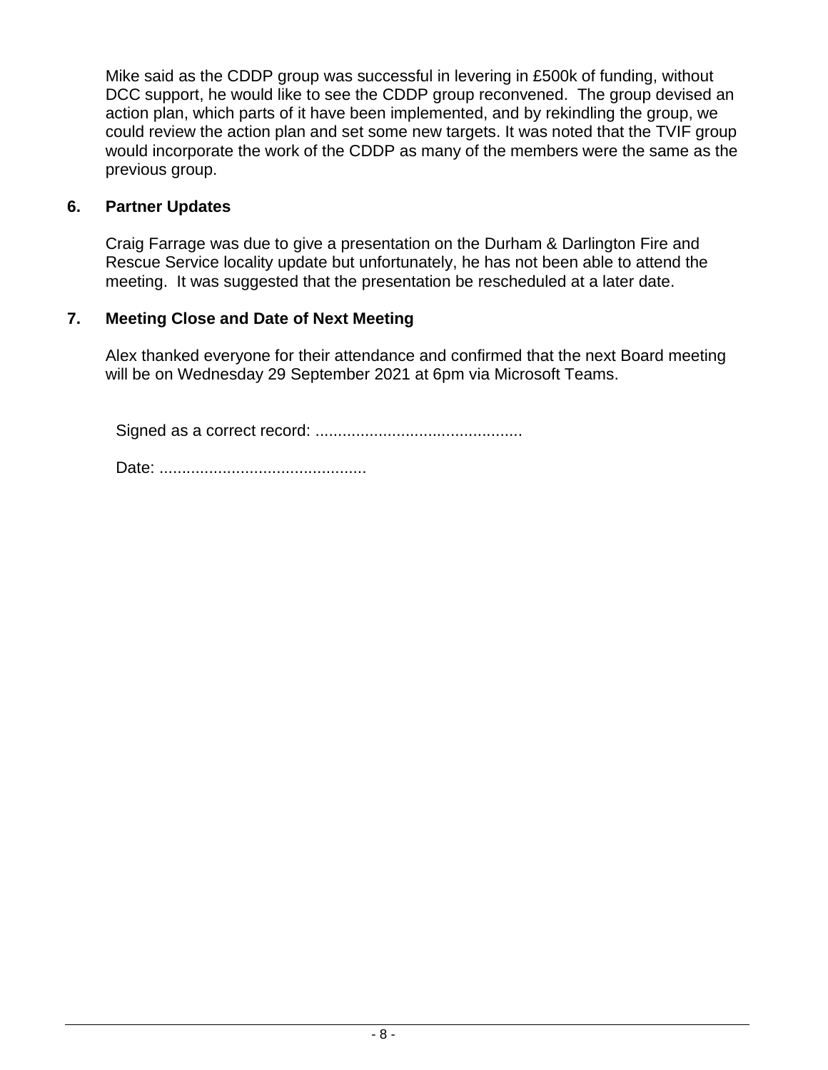Mike said as the CDDP group was successful in levering in £500k of funding, without DCC support, he would like to see the CDDP group reconvened. The group devised an action plan, which parts of it have been implemented, and by rekindling the group, we could review the action plan and set some new targets. It was noted that the TVIF group would incorporate the work of the CDDP as many of the members were the same as the previous group.

## 6. Partner Updates

Craig Farrage was due to give a presentation on the Durham & Darlington Fire and Rescue Service locality update but unfortunately, he has not been able to attend the meeting. It was suggested that the presentation be rescheduled at a later date.

## 7. Meeting Close and Date of Next Meeting

Alex thanked everyone for their attendance and confirmed that the next Board meeting will be on Wednesday 29 September 2021 at 6pm via Microsoft Teams.

Signed as a correct record: .............................................

Date: .............................................